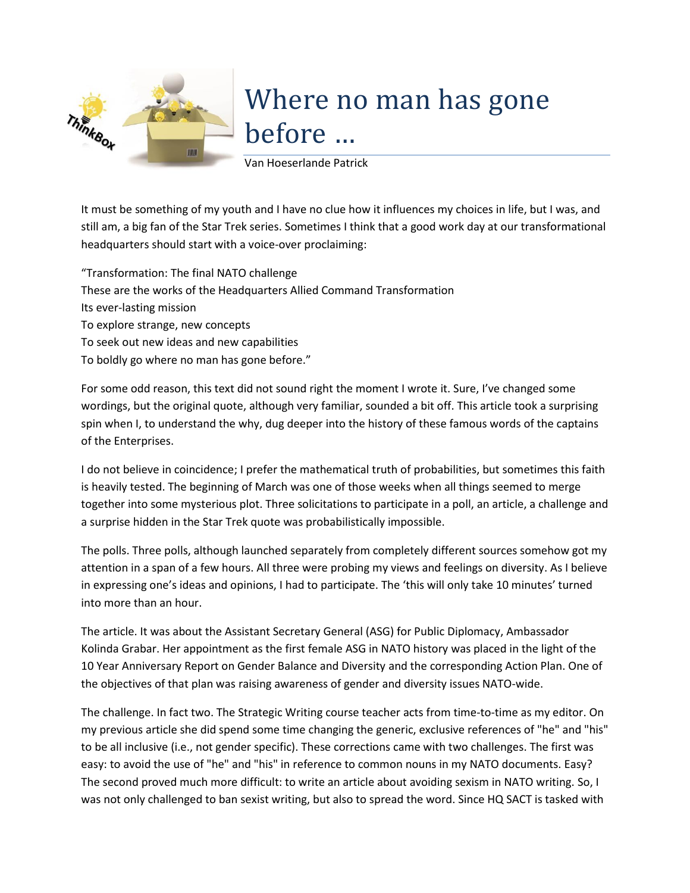# Where no man has gone before …

Van Hoeserlande Patrick

It must be something of my youth and I have no clue how it influences my choices in life, but I was, and still am, a big fan of the Star Trek series. Sometimes I think that a good work day at our transformational headquarters should start with a voice-over proclaiming:

"Transformation: The final NATO challenge
These are the works of the Headquarters Allied Command Transformation
Its ever-lasting mission
To explore strange, new concepts
To seek out new ideas and new capabilities
To boldly go where no man has gone before."

For some odd reason, this text did not sound right the moment I wrote it. Sure, I've changed some wordings, but the original quote, although very familiar, sounded a bit off. This article took a surprising spin when I, to understand the why, dug deeper into the history of these famous words of the captains of the Enterprises.

I do not believe in coincidence; I prefer the mathematical truth of probabilities, but sometimes this faith is heavily tested. The beginning of March was one of those weeks when all things seemed to merge together into some mysterious plot. Three solicitations to participate in a poll, an article, a challenge and a surprise hidden in the Star Trek quote was probabilistically impossible.

The polls. Three polls, although launched separately from completely different sources somehow got my attention in a span of a few hours. All three were probing my views and feelings on diversity. As I believe in expressing one's ideas and opinions, I had to participate. The 'this will only take 10 minutes' turned into more than an hour.

The article. It was about the Assistant Secretary General (ASG) for Public Diplomacy, Ambassador Kolinda Grabar. Her appointment as the first female ASG in NATO history was placed in the light of the 10 Year Anniversary Report on Gender Balance and Diversity and the corresponding Action Plan. One of the objectives of that plan was raising awareness of gender and diversity issues NATO-wide.

The challenge. In fact two. The Strategic Writing course teacher acts from time-to-time as my editor. On my previous article she did spend some time changing the generic, exclusive references of "he" and "his" to be all inclusive (i.e., not gender specific). These corrections came with two challenges. The first was easy: to avoid the use of "he" and "his" in reference to common nouns in my NATO documents. Easy? The second proved much more difficult: to write an article about avoiding sexism in NATO writing. So, I was not only challenged to ban sexist writing, but also to spread the word. Since HQ SACT is tasked with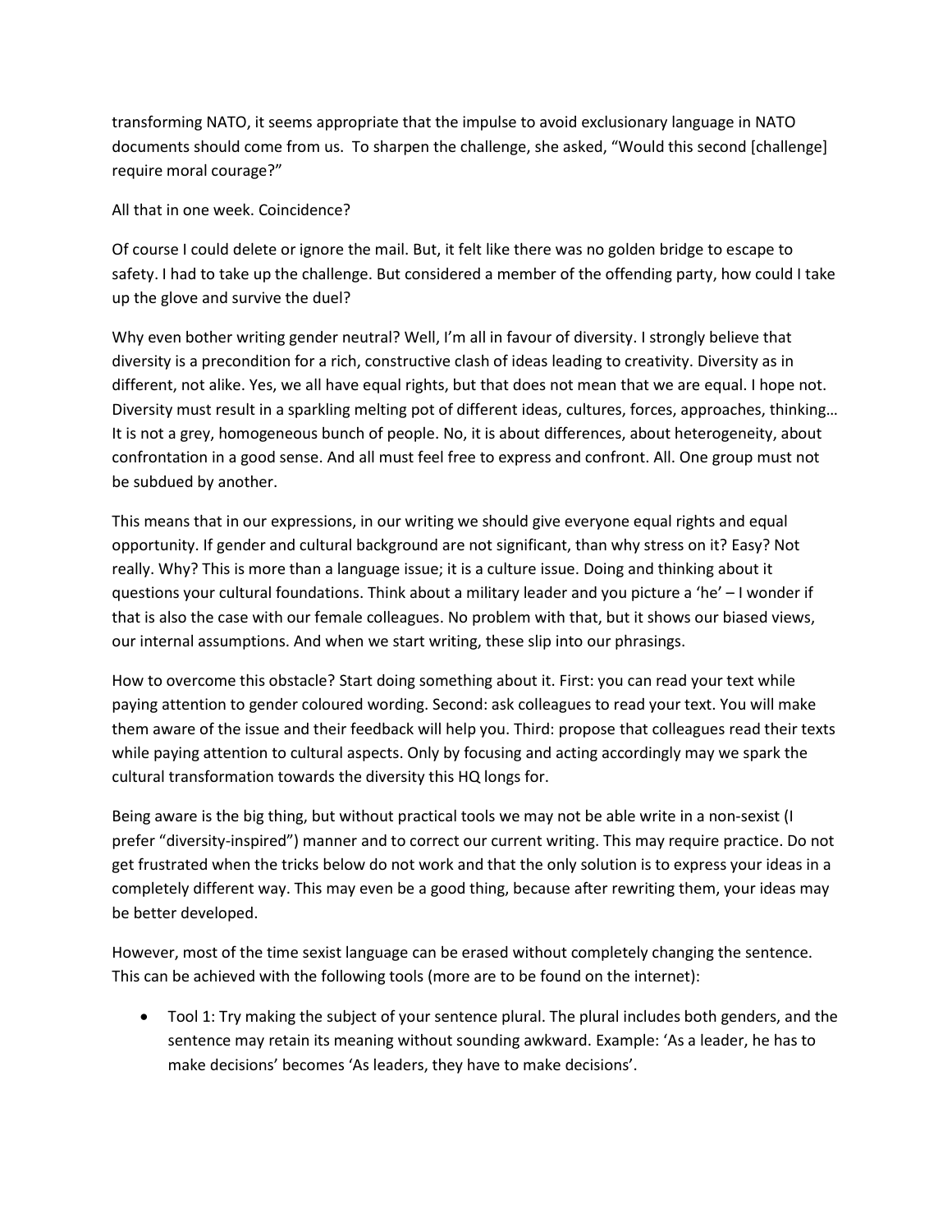transforming NATO, it seems appropriate that the impulse to avoid exclusionary language in NATO documents should come from us. To sharpen the challenge, she asked, "Would this second [challenge] require moral courage?"

All that in one week. Coincidence?

Of course I could delete or ignore the mail. But, it felt like there was no golden bridge to escape to safety. I had to take up the challenge. But considered a member of the offending party, how could I take up the glove and survive the duel?

Why even bother writing gender neutral? Well, I'm all in favour of diversity. I strongly believe that diversity is a precondition for a rich, constructive clash of ideas leading to creativity. Diversity as in different, not alike. Yes, we all have equal rights, but that does not mean that we are equal. I hope not. Diversity must result in a sparkling melting pot of different ideas, cultures, forces, approaches, thinking… It is not a grey, homogeneous bunch of people. No, it is about differences, about heterogeneity, about confrontation in a good sense. And all must feel free to express and confront. All. One group must not be subdued by another.

This means that in our expressions, in our writing we should give everyone equal rights and equal opportunity. If gender and cultural background are not significant, than why stress on it? Easy? Not really. Why? This is more than a language issue; it is a culture issue. Doing and thinking about it questions your cultural foundations. Think about a military leader and you picture a 'he' – I wonder if that is also the case with our female colleagues. No problem with that, but it shows our biased views, our internal assumptions. And when we start writing, these slip into our phrasings.

How to overcome this obstacle? Start doing something about it. First: you can read your text while paying attention to gender coloured wording. Second: ask colleagues to read your text. You will make them aware of the issue and their feedback will help you. Third: propose that colleagues read their texts while paying attention to cultural aspects. Only by focusing and acting accordingly may we spark the cultural transformation towards the diversity this HQ longs for.

Being aware is the big thing, but without practical tools we may not be able write in a non-sexist (I prefer "diversity-inspired") manner and to correct our current writing. This may require practice. Do not get frustrated when the tricks below do not work and that the only solution is to express your ideas in a completely different way. This may even be a good thing, because after rewriting them, your ideas may be better developed.

However, most of the time sexist language can be erased without completely changing the sentence. This can be achieved with the following tools (more are to be found on the internet):

- Tool 1: Try making the subject of your sentence plural. The plural includes both genders, and the sentence may retain its meaning without sounding awkward. Example: 'As a leader, he has to make decisions' becomes 'As leaders, they have to make decisions'.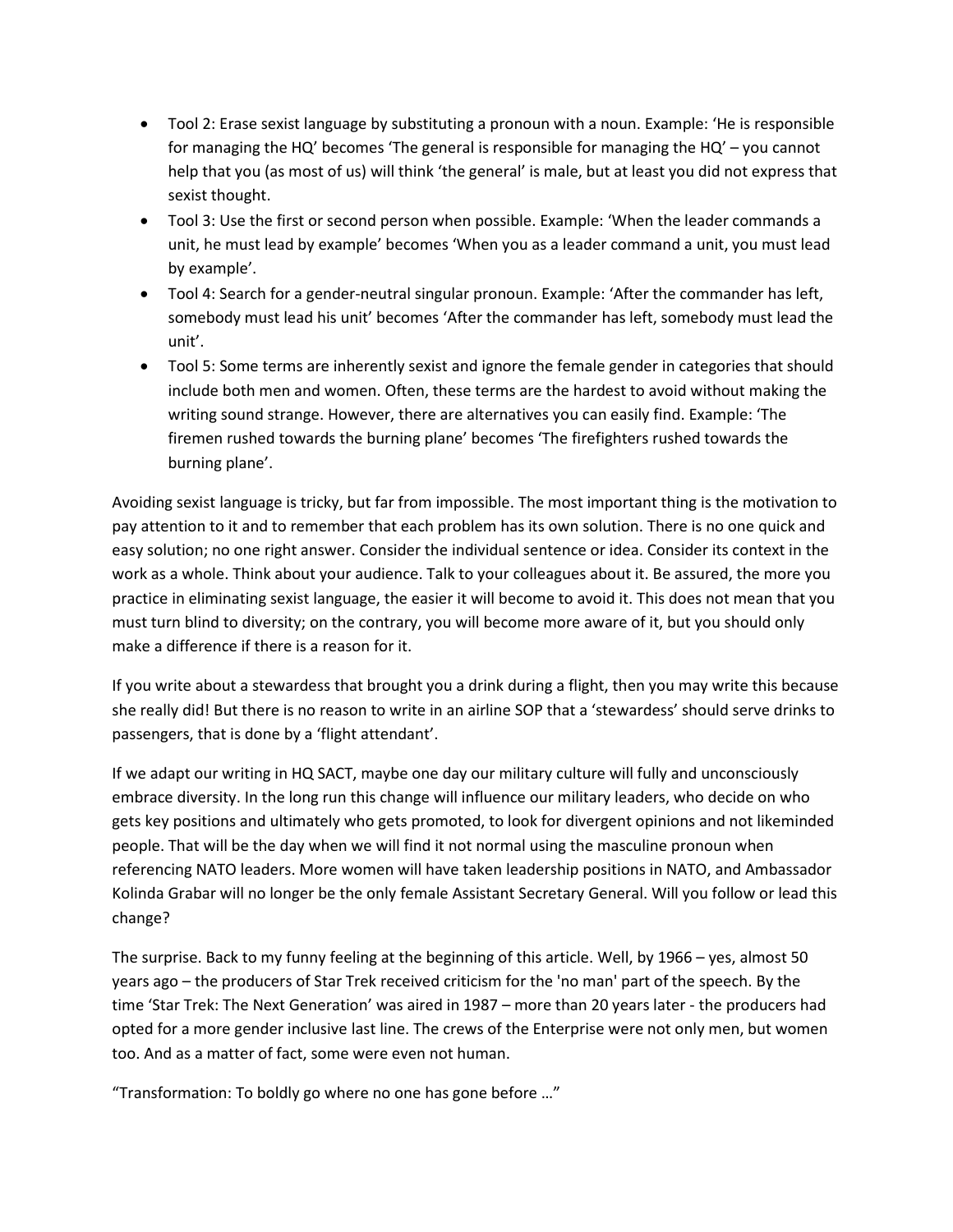- Tool 2: Erase sexist language by substituting a pronoun with a noun. Example: 'He is responsible for managing the HQ' becomes 'The general is responsible for managing the HQ' – you cannot help that you (as most of us) will think 'the general' is male, but at least you did not express that sexist thought.
- Tool 3: Use the first or second person when possible. Example: 'When the leader commands a unit, he must lead by example' becomes 'When you as a leader command a unit, you must lead by example'.
- Tool 4: Search for a gender-neutral singular pronoun. Example: 'After the commander has left, somebody must lead his unit' becomes 'After the commander has left, somebody must lead the unit'.
- Tool 5: Some terms are inherently sexist and ignore the female gender in categories that should include both men and women. Often, these terms are the hardest to avoid without making the writing sound strange. However, there are alternatives you can easily find. Example: 'The firemen rushed towards the burning plane' becomes 'The firefighters rushed towards the burning plane'.

Avoiding sexist language is tricky, but far from impossible. The most important thing is the motivation to pay attention to it and to remember that each problem has its own solution. There is no one quick and easy solution; no one right answer. Consider the individual sentence or idea. Consider its context in the work as a whole. Think about your audience. Talk to your colleagues about it. Be assured, the more you practice in eliminating sexist language, the easier it will become to avoid it. This does not mean that you must turn blind to diversity; on the contrary, you will become more aware of it, but you should only make a difference if there is a reason for it.

If you write about a stewardess that brought you a drink during a flight, then you may write this because she really did! But there is no reason to write in an airline SOP that a 'stewardess' should serve drinks to passengers, that is done by a 'flight attendant'.

If we adapt our writing in HQ SACT, maybe one day our military culture will fully and unconsciously embrace diversity. In the long run this change will influence our military leaders, who decide on who gets key positions and ultimately who gets promoted, to look for divergent opinions and not likeminded people. That will be the day when we will find it not normal using the masculine pronoun when referencing NATO leaders. More women will have taken leadership positions in NATO, and Ambassador Kolinda Grabar will no longer be the only female Assistant Secretary General. Will you follow or lead this change?

The surprise. Back to my funny feeling at the beginning of this article. Well, by 1966 – yes, almost 50 years ago – the producers of Star Trek received criticism for the 'no man' part of the speech. By the time 'Star Trek: The Next Generation' was aired in 1987 – more than 20 years later - the producers had opted for a more gender inclusive last line. The crews of the Enterprise were not only men, but women too. And as a matter of fact, some were even not human.

"Transformation: To boldly go where no one has gone before …"